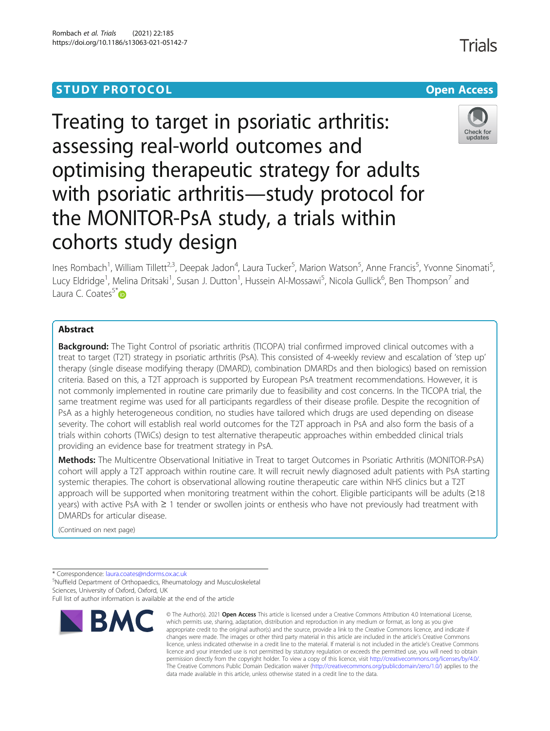STUDY PROTOCOL

Open Access

# Treating to target in psoriatic arthritis: assessing real-world outcomes and optimising therapeutic strategy for adults with psoriatic arthritis—study protocol for the MONITOR-PsA study, a trials within cohorts study design

Ines Rombach[1], William Tillett[2,3], Deepak Jadon[4], Laura Tucker[5], Marion Watson[5], Anne Francis[5], Yvonne Sinomati[5], Lucy Eldridge[1], Melina Dritsaki[1], Susan J. Dutton[1], Hussein Al-Mossawi[5], Nicola Gullick[6], Ben Thompson[7] and Laura C. Coates[5*]

## Abstract

**Background:** The Tight Control of psoriatic arthritis (TICOPA) trial confirmed improved clinical outcomes with a treat to target (T2T) strategy in psoriatic arthritis (PsA). This consisted of 4-weekly review and escalation of 'step up' therapy (single disease modifying therapy (DMARD), combination DMARDs and then biologics) based on remission criteria. Based on this, a T2T approach is supported by European PsA treatment recommendations. However, it is not commonly implemented in routine care primarily due to feasibility and cost concerns. In the TICOPA trial, the same treatment regime was used for all participants regardless of their disease profile. Despite the recognition of PsA as a highly heterogeneous condition, no studies have tailored which drugs are used depending on disease severity. The cohort will establish real world outcomes for the T2T approach in PsA and also form the basis of a trials within cohorts (TWiCs) design to test alternative therapeutic approaches within embedded clinical trials providing an evidence base for treatment strategy in PsA.

**Methods:** The Multicentre Observational Initiative in Treat to target Outcomes in Psoriatic Arthritis (MONITOR-PsA) cohort will apply a T2T approach within routine care. It will recruit newly diagnosed adult patients with PsA starting systemic therapies. The cohort is observational allowing routine therapeutic care within NHS clinics but a T2T approach will be supported when monitoring treatment within the cohort. Eligible participants will be adults (≥18 years) with active PsA with ≥ 1 tender or swollen joints or enthesis who have not previously had treatment with DMARDs for articular disease.

(Continued on next page)

* Correspondence: laura.coates@ndorms.ox.ac.uk

[5]Nuffield Department of Orthopaedics, Rheumatology and Musculoskeletal Sciences, University of Oxford, Oxford, UK

Full list of author information is available at the end of the article

© The Author(s). 2021 **Open Access** This article is licensed under a Creative Commons Attribution 4.0 International License, which permits use, sharing, adaptation, distribution and reproduction in any medium or format, as long as you give appropriate credit to the original author(s) and the source, provide a link to the Creative Commons licence, and indicate if changes were made. The images or other third party material in this article are included in the article's Creative Commons licence, unless indicated otherwise in a credit line to the material. If material is not included in the article's Creative Commons licence and your intended use is not permitted by statutory regulation or exceeds the permitted use, you will need to obtain permission directly from the copyright holder. To view a copy of this licence, visit http://creativecommons.org/licenses/by/4.0/. The Creative Commons Public Domain Dedication waiver (http://creativecommons.org/publicdomain/zero/1.0/) applies to the data made available in this article, unless otherwise stated in a credit line to the data.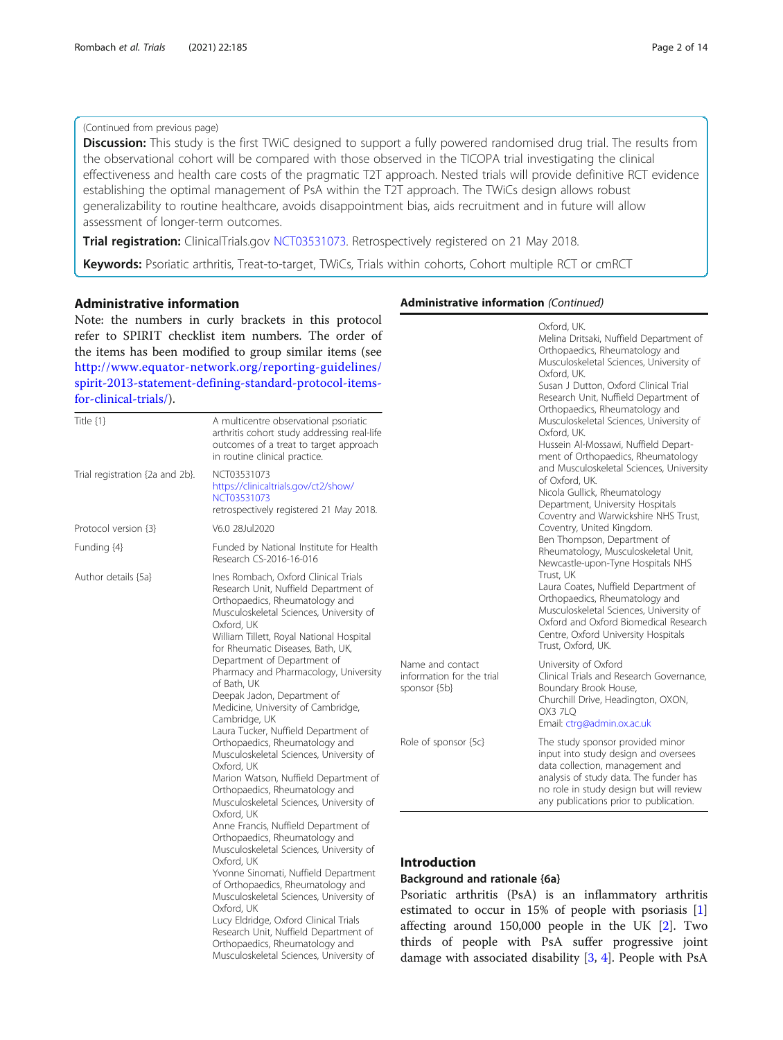(Continued from previous page)

**Discussion:** This study is the first TWiC designed to support a fully powered randomised drug trial. The results from the observational cohort will be compared with those observed in the TICOPA trial investigating the clinical effectiveness and health care costs of the pragmatic T2T approach. Nested trials will provide definitive RCT evidence establishing the optimal management of PsA within the T2T approach. The TWiCs design allows robust generalizability to routine healthcare, avoids disappointment bias, aids recruitment and in future will allow assessment of longer-term outcomes.

**Trial registration:** ClinicalTrials.gov NCT03531073. Retrospectively registered on 21 May 2018.

**Keywords:** Psoriatic arthritis, Treat-to-target, TWiCs, Trials within cohorts, Cohort multiple RCT or cmRCT

## Administrative information

Note: the numbers in curly brackets in this protocol refer to SPIRIT checklist item numbers. The order of the items has been modified to group similar items (see http://www.equator-network.org/reporting-guidelines/spirit-2013-statement-defining-standard-protocol-items-for-clinical-trials/).

| | |
|---|---|
| Title {1} | A multicentre observational psoriatic arthritis cohort study addressing real-life outcomes of a treat to target approach in routine clinical practice. |
| Trial registration {2a and 2b}. | NCT03531073 https://clinicaltrials.gov/ct2/show/NCT03531073 retrospectively registered 21 May 2018. |
| Protocol version {3} | V6.0 28Jul2020 |
| Funding {4} | Funded by National Institute for Health Research CS-2016-16-016 |
| Author details {5a} | Ines Rombach, Oxford Clinical Trials Research Unit, Nuffield Department of Orthopaedics, Rheumatology and Musculoskeletal Sciences, University of Oxford, UK<br>William Tillett, Royal National Hospital for Rheumatic Diseases, Bath, UK, Department of Department of Pharmacy and Pharmacology, University of Bath, UK<br>Deepak Jadon, Department of Medicine, University of Cambridge, Cambridge, UK<br>Laura Tucker, Nuffield Department of Orthopaedics, Rheumatology and Musculoskeletal Sciences, University of Oxford, UK<br>Marion Watson, Nuffield Department of Orthopaedics, Rheumatology and Musculoskeletal Sciences, University of Oxford, UK<br>Anne Francis, Nuffield Department of Orthopaedics, Rheumatology and Musculoskeletal Sciences, University of Oxford, UK<br>Yvonne Sinomati, Nuffield Department of Orthopaedics, Rheumatology and Musculoskeletal Sciences, University of Oxford, UK<br>Lucy Eldridge, Oxford Clinical Trials Research Unit, Nuffield Department of Orthopaedics, Rheumatology and Musculoskeletal Sciences, University of Oxford, UK.<br>Melina Dritsaki, Nuffield Department of Orthopaedics, Rheumatology and Musculoskeletal Sciences, University of Oxford, UK.<br>Susan J Dutton, Oxford Clinical Trial Research Unit, Nuffield Department of Orthopaedics, Rheumatology and Musculoskeletal Sciences, University of Oxford, UK.<br>Hussein Al-Mossawi, Nuffield Department of Orthopaedics, Rheumatology and Musculoskeletal Sciences, University of Oxford, UK.<br>Nicola Gullick, Rheumatology Department, University Hospitals Coventry and Warwickshire NHS Trust, Coventry, United Kingdom.<br>Ben Thompson, Department of Rheumatology, Musculoskeletal Unit, Newcastle-upon-Tyne Hospitals NHS Trust, UK<br>Laura Coates, Nuffield Department of Orthopaedics, Rheumatology and Musculoskeletal Sciences, University of Oxford and Oxford Biomedical Research Centre, Oxford University Hospitals Trust, Oxford, UK. |
| Name and contact information for the trial sponsor {5b} | University of Oxford Clinical Trials and Research Governance, Boundary Brook House, Churchill Drive, Headington, OXON, OX3 7LQ Email: ctrg@admin.ox.ac.uk |
| Role of sponsor {5c} | The study sponsor provided minor input into study design and oversees data collection, management and analysis of study data. The funder has no role in study design but will review any publications prior to publication. |

## Introduction

### Background and rationale {6a}

Psoriatic arthritis (PsA) is an inflammatory arthritis estimated to occur in 15% of people with psoriasis [1] affecting around 150,000 people in the UK [2]. Two thirds of people with PsA suffer progressive joint damage with associated disability [3, 4]. People with PsA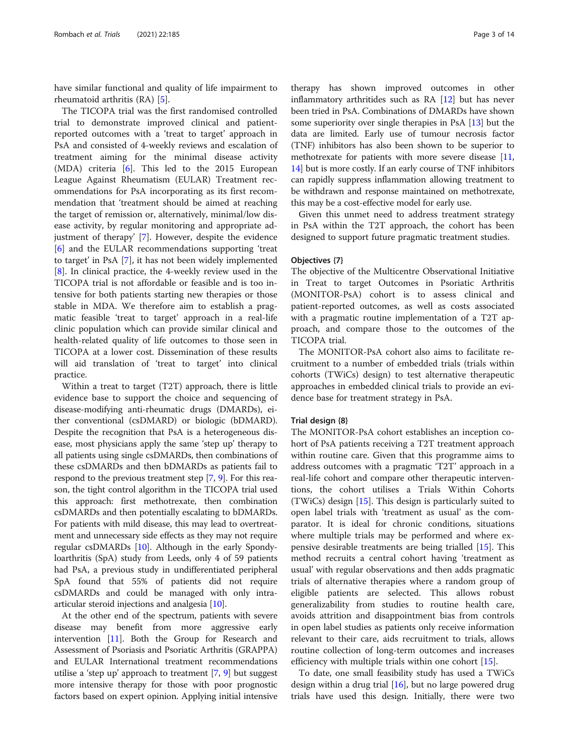have similar functional and quality of life impairment to rheumatoid arthritis (RA) [5].

The TICOPA trial was the first randomised controlled trial to demonstrate improved clinical and patient-reported outcomes with a 'treat to target' approach in PsA and consisted of 4-weekly reviews and escalation of treatment aiming for the minimal disease activity (MDA) criteria [6]. This led to the 2015 European League Against Rheumatism (EULAR) Treatment recommendations for PsA incorporating as its first recommendation that 'treatment should be aimed at reaching the target of remission or, alternatively, minimal/low disease activity, by regular monitoring and appropriate adjustment of therapy' [7]. However, despite the evidence [6] and the EULAR recommendations supporting 'treat to target' in PsA [7], it has not been widely implemented [8]. In clinical practice, the 4-weekly review used in the TICOPA trial is not affordable or feasible and is too intensive for both patients starting new therapies or those stable in MDA. We therefore aim to establish a pragmatic feasible 'treat to target' approach in a real-life clinic population which can provide similar clinical and health-related quality of life outcomes to those seen in TICOPA at a lower cost. Dissemination of these results will aid translation of 'treat to target' into clinical practice.

Within a treat to target (T2T) approach, there is little evidence base to support the choice and sequencing of disease-modifying anti-rheumatic drugs (DMARDs), either conventional (csDMARD) or biologic (bDMARD). Despite the recognition that PsA is a heterogeneous disease, most physicians apply the same 'step up' therapy to all patients using single csDMARDs, then combinations of these csDMARDs and then bDMARDs as patients fail to respond to the previous treatment step [7, 9]. For this reason, the tight control algorithm in the TICOPA trial used this approach: first methotrexate, then combination csDMARDs and then potentially escalating to bDMARDs. For patients with mild disease, this may lead to overtreatment and unnecessary side effects as they may not require regular csDMARDs [10]. Although in the early Spondyloarthritis (SpA) study from Leeds, only 4 of 59 patients had PsA, a previous study in undifferentiated peripheral SpA found that 55% of patients did not require csDMARDs and could be managed with only intra-articular steroid injections and analgesia [10].

At the other end of the spectrum, patients with severe disease may benefit from more aggressive early intervention [11]. Both the Group for Research and Assessment of Psoriasis and Psoriatic Arthritis (GRAPPA) and EULAR International treatment recommendations utilise a 'step up' approach to treatment [7, 9] but suggest more intensive therapy for those with poor prognostic factors based on expert opinion. Applying initial intensive therapy has shown improved outcomes in other inflammatory arthritides such as RA [12] but has never been tried in PsA. Combinations of DMARDs have shown some superiority over single therapies in PsA [13] but the data are limited. Early use of tumour necrosis factor (TNF) inhibitors has also been shown to be superior to methotrexate for patients with more severe disease [11, 14] but is more costly. If an early course of TNF inhibitors can rapidly suppress inflammation allowing treatment to be withdrawn and response maintained on methotrexate, this may be a cost-effective model for early use.

Given this unmet need to address treatment strategy in PsA within the T2T approach, the cohort has been designed to support future pragmatic treatment studies.

### Objectives {7}

The objective of the Multicentre Observational Initiative in Treat to target Outcomes in Psoriatic Arthritis (MONITOR-PsA) cohort is to assess clinical and patient-reported outcomes, as well as costs associated with a pragmatic routine implementation of a T2T approach, and compare those to the outcomes of the TICOPA trial.

The MONITOR-PsA cohort also aims to facilitate recruitment to a number of embedded trials (trials within cohorts (TWiCs) design) to test alternative therapeutic approaches in embedded clinical trials to provide an evidence base for treatment strategy in PsA.

### Trial design {8}

The MONITOR-PsA cohort establishes an inception cohort of PsA patients receiving a T2T treatment approach within routine care. Given that this programme aims to address outcomes with a pragmatic 'T2T' approach in a real-life cohort and compare other therapeutic interventions, the cohort utilises a Trials Within Cohorts (TWiCs) design [15]. This design is particularly suited to open label trials with 'treatment as usual' as the comparator. It is ideal for chronic conditions, situations where multiple trials may be performed and where expensive desirable treatments are being trialled [15]. This method recruits a central cohort having 'treatment as usual' with regular observations and then adds pragmatic trials of alternative therapies where a random group of eligible patients are selected. This allows robust generalizability from studies to routine health care, avoids attrition and disappointment bias from controls in open label studies as patients only receive information relevant to their care, aids recruitment to trials, allows routine collection of long-term outcomes and increases efficiency with multiple trials within one cohort [15].

To date, one small feasibility study has used a TWiCs design within a drug trial [16], but no large powered drug trials have used this design. Initially, there were two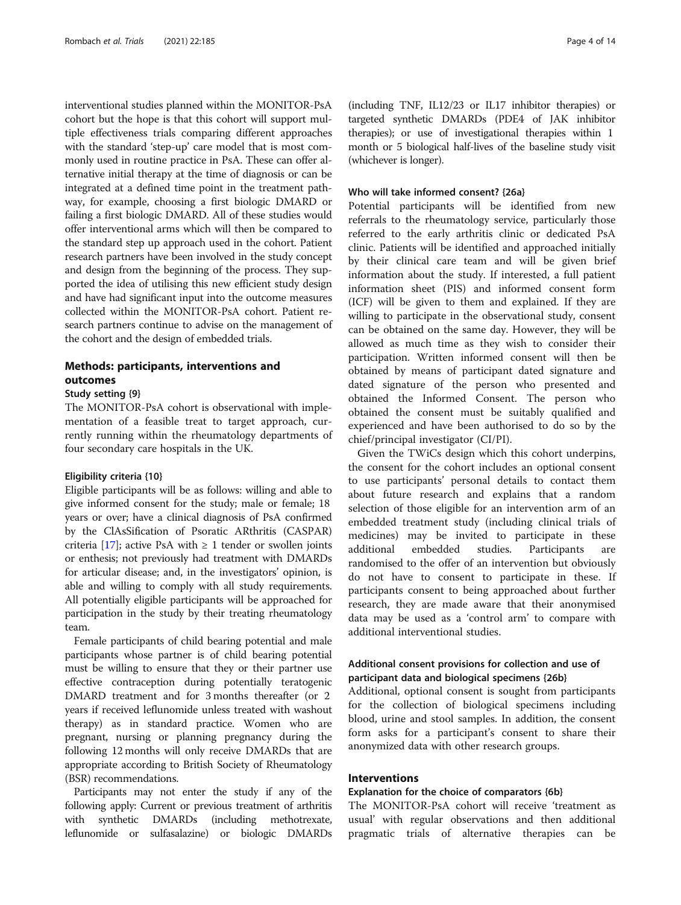interventional studies planned within the MONITOR-PsA cohort but the hope is that this cohort will support multiple effectiveness trials comparing different approaches with the standard 'step-up' care model that is most commonly used in routine practice in PsA. These can offer alternative initial therapy at the time of diagnosis or can be integrated at a defined time point in the treatment pathway, for example, choosing a first biologic DMARD or failing a first biologic DMARD. All of these studies would offer interventional arms which will then be compared to the standard step up approach used in the cohort. Patient research partners have been involved in the study concept and design from the beginning of the process. They supported the idea of utilising this new efficient study design and have had significant input into the outcome measures collected within the MONITOR-PsA cohort. Patient research partners continue to advise on the management of the cohort and the design of embedded trials.

## Methods: participants, interventions and outcomes

### Study setting {9}

The MONITOR-PsA cohort is observational with implementation of a feasible treat to target approach, currently running within the rheumatology departments of four secondary care hospitals in the UK.

#### Eligibility criteria {10}

Eligible participants will be as follows: willing and able to give informed consent for the study; male or female; 18 years or over; have a clinical diagnosis of PsA confirmed by the ClAsSification of Psoratic ARthritis (CASPAR) criteria [17]; active PsA with $\geq$ 1 tender or swollen joints or enthesis; not previously had treatment with DMARDs for articular disease; and, in the investigators' opinion, is able and willing to comply with all study requirements. All potentially eligible participants will be approached for participation in the study by their treating rheumatology team.

Female participants of child bearing potential and male participants whose partner is of child bearing potential must be willing to ensure that they or their partner use effective contraception during potentially teratogenic DMARD treatment and for 3 months thereafter (or 2 years if received leflunomide unless treated with washout therapy) as in standard practice. Women who are pregnant, nursing or planning pregnancy during the following 12 months will only receive DMARDs that are appropriate according to British Society of Rheumatology (BSR) recommendations.

Participants may not enter the study if any of the following apply: Current or previous treatment of arthritis with synthetic DMARDs (including methotrexate, leflunomide or sulfasalazine) or biologic DMARDs (including TNF, IL12/23 or IL17 inhibitor therapies) or targeted synthetic DMARDs (PDE4 of JAK inhibitor therapies); or use of investigational therapies within 1 month or 5 biological half-lives of the baseline study visit (whichever is longer).

#### Who will take informed consent? {26a}

Potential participants will be identified from new referrals to the rheumatology service, particularly those referred to the early arthritis clinic or dedicated PsA clinic. Patients will be identified and approached initially by their clinical care team and will be given brief information about the study. If interested, a full patient information sheet (PIS) and informed consent form (ICF) will be given to them and explained. If they are willing to participate in the observational study, consent can be obtained on the same day. However, they will be allowed as much time as they wish to consider their participation. Written informed consent will then be obtained by means of participant dated signature and dated signature of the person who presented and obtained the Informed Consent. The person who obtained the consent must be suitably qualified and experienced and have been authorised to do so by the chief/principal investigator (CI/PI).

Given the TWiCs design which this cohort underpins, the consent for the cohort includes an optional consent to use participants' personal details to contact them about future research and explains that a random selection of those eligible for an intervention arm of an embedded treatment study (including clinical trials of medicines) may be invited to participate in these additional embedded studies. Participants are randomised to the offer of an intervention but obviously do not have to consent to participate in these. If participants consent to being approached about further research, they are made aware that their anonymised data may be used as a 'control arm' to compare with additional interventional studies.

#### Additional consent provisions for collection and use of participant data and biological specimens {26b}

Additional, optional consent is sought from participants for the collection of biological specimens including blood, urine and stool samples. In addition, the consent form asks for a participant's consent to share their anonymized data with other research groups.

## Interventions

### Explanation for the choice of comparators {6b}

The MONITOR-PsA cohort will receive 'treatment as usual' with regular observations and then additional pragmatic trials of alternative therapies can be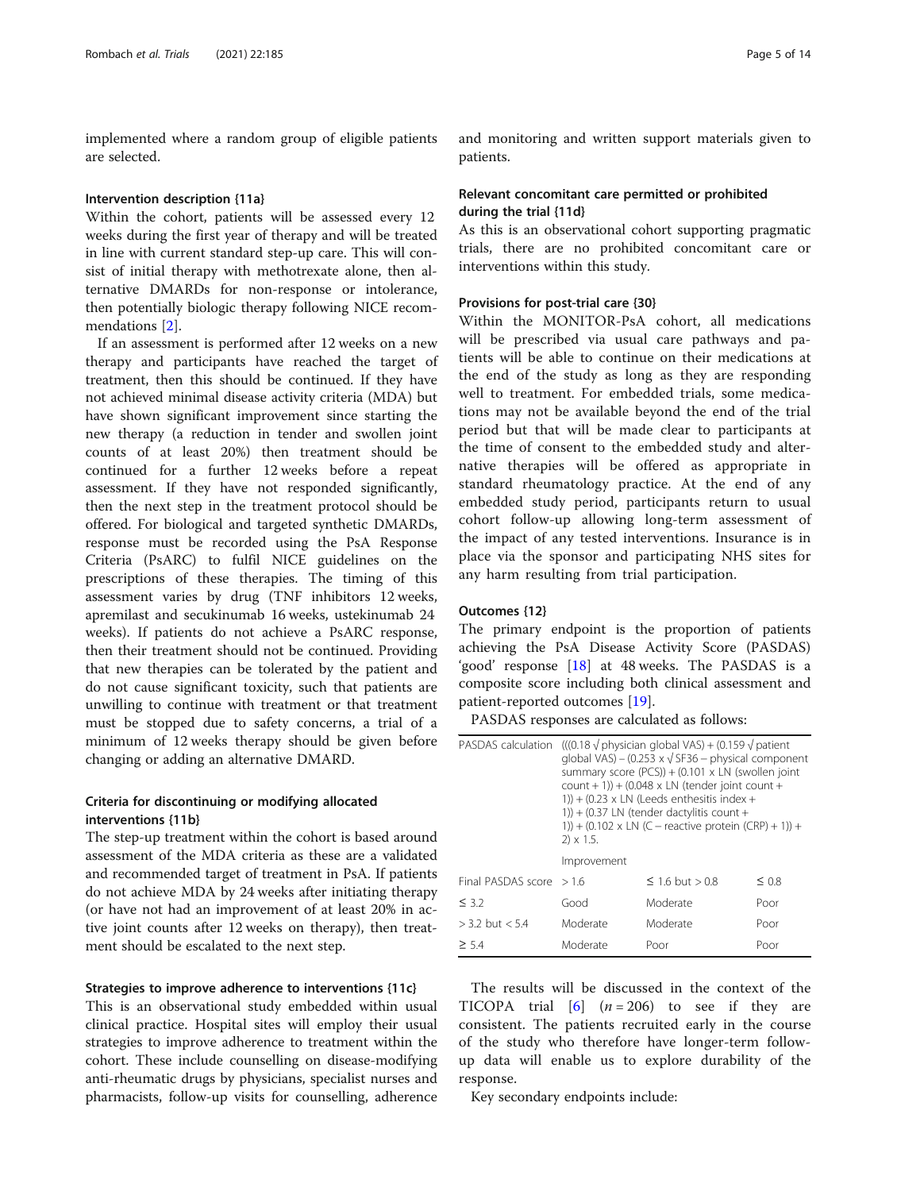implemented where a random group of eligible patients are selected.

### Intervention description {11a}

Within the cohort, patients will be assessed every 12 weeks during the first year of therapy and will be treated in line with current standard step-up care. This will consist of initial therapy with methotrexate alone, then alternative DMARDs for non-response or intolerance, then potentially biologic therapy following NICE recommendations [2].

If an assessment is performed after 12 weeks on a new therapy and participants have reached the target of treatment, then this should be continued. If they have not achieved minimal disease activity criteria (MDA) but have shown significant improvement since starting the new therapy (a reduction in tender and swollen joint counts of at least 20%) then treatment should be continued for a further 12 weeks before a repeat assessment. If they have not responded significantly, then the next step in the treatment protocol should be offered. For biological and targeted synthetic DMARDs, response must be recorded using the PsA Response Criteria (PsARC) to fulfil NICE guidelines on the prescriptions of these therapies. The timing of this assessment varies by drug (TNF inhibitors 12 weeks, apremilast and secukinumab 16 weeks, ustekinumab 24 weeks). If patients do not achieve a PsARC response, then their treatment should not be continued. Providing that new therapies can be tolerated by the patient and do not cause significant toxicity, such that patients are unwilling to continue with treatment or that treatment must be stopped due to safety concerns, a trial of a minimum of 12 weeks therapy should be given before changing or adding an alternative DMARD.

### Criteria for discontinuing or modifying allocated interventions {11b}

The step-up treatment within the cohort is based around assessment of the MDA criteria as these are a validated and recommended target of treatment in PsA. If patients do not achieve MDA by 24 weeks after initiating therapy (or have not had an improvement of at least 20% in active joint counts after 12 weeks on therapy), then treatment should be escalated to the next step.

### Strategies to improve adherence to interventions {11c}

This is an observational study embedded within usual clinical practice. Hospital sites will employ their usual strategies to improve adherence to treatment within the cohort. These include counselling on disease-modifying anti-rheumatic drugs by physicians, specialist nurses and pharmacists, follow-up visits for counselling, adherence and monitoring and written support materials given to patients.

### Relevant concomitant care permitted or prohibited during the trial {11d}

As this is an observational cohort supporting pragmatic trials, there are no prohibited concomitant care or interventions within this study.

### Provisions for post-trial care {30}

Within the MONITOR-PsA cohort, all medications will be prescribed via usual care pathways and patients will be able to continue on their medications at the end of the study as long as they are responding well to treatment. For embedded trials, some medications may not be available beyond the end of the trial period but that will be made clear to participants at the time of consent to the embedded study and alternative therapies will be offered as appropriate in standard rheumatology practice. At the end of any embedded study period, participants return to usual cohort follow-up allowing long-term assessment of the impact of any tested interventions. Insurance is in place via the sponsor and participating NHS sites for any harm resulting from trial participation.

### Outcomes {12}

The primary endpoint is the proportion of patients achieving the PsA Disease Activity Score (PASDAS) 'good' response [18] at 48 weeks. The PASDAS is a composite score including both clinical assessment and patient-reported outcomes [19].

PASDAS responses are calculated as follows:

| PASDAS calculation | (((0.18 √ physician global VAS) + (0.159 √ patient global VAS) – (0.253 x √ SF36 – physical component summary score (PCS)) + (0.101 x LN (swollen joint count + 1)) + (0.048 x LN (tender joint count + 1)) + (0.23 x LN (Leeds enthesitis index + 1)) + (0.37 LN (tender dactylitis count + 1)) + (0.102 x LN (C – reactive protein (CRP) + 1)) + 2) x 1.5. | | |
|---|---|---|---|
| | Improvement | | |
| Final PASDAS score | > 1.6 | ≤ 1.6 but > 0.8 | ≤ 0.8 |
| ≤ 3.2 | Good | Moderate | Poor |
| > 3.2 but < 5.4 | Moderate | Moderate | Poor |
| ≥ 5.4 | Moderate | Poor | Poor |

The results will be discussed in the context of the TICOPA trial [6] ($n = 206$) to see if they are consistent. The patients recruited early in the course of the study who therefore have longer-term follow-up data will enable us to explore durability of the response.

Key secondary endpoints include: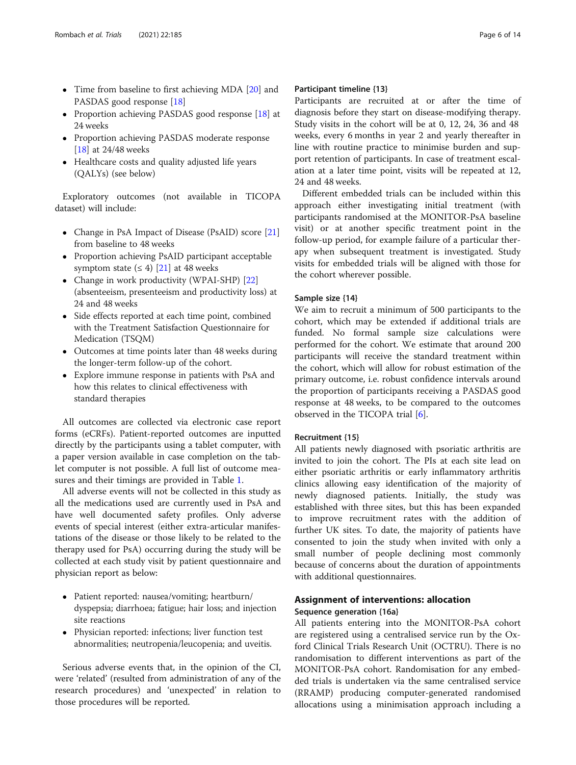- Time from baseline to first achieving MDA [20] and PASDAS good response [18]
- Proportion achieving PASDAS good response [18] at 24 weeks
- Proportion achieving PASDAS moderate response [18] at 24/48 weeks
- Healthcare costs and quality adjusted life years (QALYs) (see below)

Exploratory outcomes (not available in TICOPA dataset) will include:

- Change in PsA Impact of Disease (PsAID) score [21] from baseline to 48 weeks
- Proportion achieving PsAID participant acceptable symptom state (≤ 4) [21] at 48 weeks
- Change in work productivity (WPAI-SHP) [22] (absenteeism, presenteeism and productivity loss) at 24 and 48 weeks
- Side effects reported at each time point, combined with the Treatment Satisfaction Questionnaire for Medication (TSQM)
- Outcomes at time points later than 48 weeks during the longer-term follow-up of the cohort.
- Explore immune response in patients with PsA and how this relates to clinical effectiveness with standard therapies

All outcomes are collected via electronic case report forms (eCRFs). Patient-reported outcomes are inputted directly by the participants using a tablet computer, with a paper version available in case completion on the tablet computer is not possible. A full list of outcome measures and their timings are provided in Table 1.

All adverse events will not be collected in this study as all the medications used are currently used in PsA and have well documented safety profiles. Only adverse events of special interest (either extra-articular manifestations of the disease or those likely to be related to the therapy used for PsA) occurring during the study will be collected at each study visit by patient questionnaire and physician report as below:

- Patient reported: nausea/vomiting; heartburn/dyspepsia; diarrhoea; fatigue; hair loss; and injection site reactions
- Physician reported: infections; liver function test abnormalities; neutropenia/leucopenia; and uveitis.

Serious adverse events that, in the opinion of the CI, were 'related' (resulted from administration of any of the research procedures) and 'unexpected' in relation to those procedures will be reported.

### Participant timeline {13}

Participants are recruited at or after the time of diagnosis before they start on disease-modifying therapy. Study visits in the cohort will be at 0, 12, 24, 36 and 48 weeks, every 6 months in year 2 and yearly thereafter in line with routine practice to minimise burden and support retention of participants. In case of treatment escalation at a later time point, visits will be repeated at 12, 24 and 48 weeks.

Different embedded trials can be included within this approach either investigating initial treatment (with participants randomised at the MONITOR-PsA baseline visit) or at another specific treatment point in the follow-up period, for example failure of a particular therapy when subsequent treatment is investigated. Study visits for embedded trials will be aligned with those for the cohort wherever possible.

### Sample size {14}

We aim to recruit a minimum of 500 participants to the cohort, which may be extended if additional trials are funded. No formal sample size calculations were performed for the cohort. We estimate that around 200 participants will receive the standard treatment within the cohort, which will allow for robust estimation of the primary outcome, i.e. robust confidence intervals around the proportion of participants receiving a PASDAS good response at 48 weeks, to be compared to the outcomes observed in the TICOPA trial [6].

### Recruitment {15}

All patients newly diagnosed with psoriatic arthritis are invited to join the cohort. The PIs at each site lead on either psoriatic arthritis or early inflammatory arthritis clinics allowing easy identification of the majority of newly diagnosed patients. Initially, the study was established with three sites, but this has been expanded to improve recruitment rates with the addition of further UK sites. To date, the majority of patients have consented to join the study when invited with only a small number of people declining most commonly because of concerns about the duration of appointments with additional questionnaires.

## Assignment of interventions: allocation

### Sequence generation {16a}

All patients entering into the MONITOR-PsA cohort are registered using a centralised service run by the Oxford Clinical Trials Research Unit (OCTRU). There is no randomisation to different interventions as part of the MONITOR-PsA cohort. Randomisation for any embedded trials is undertaken via the same centralised service (RRAMP) producing computer-generated randomised allocations using a minimisation approach including a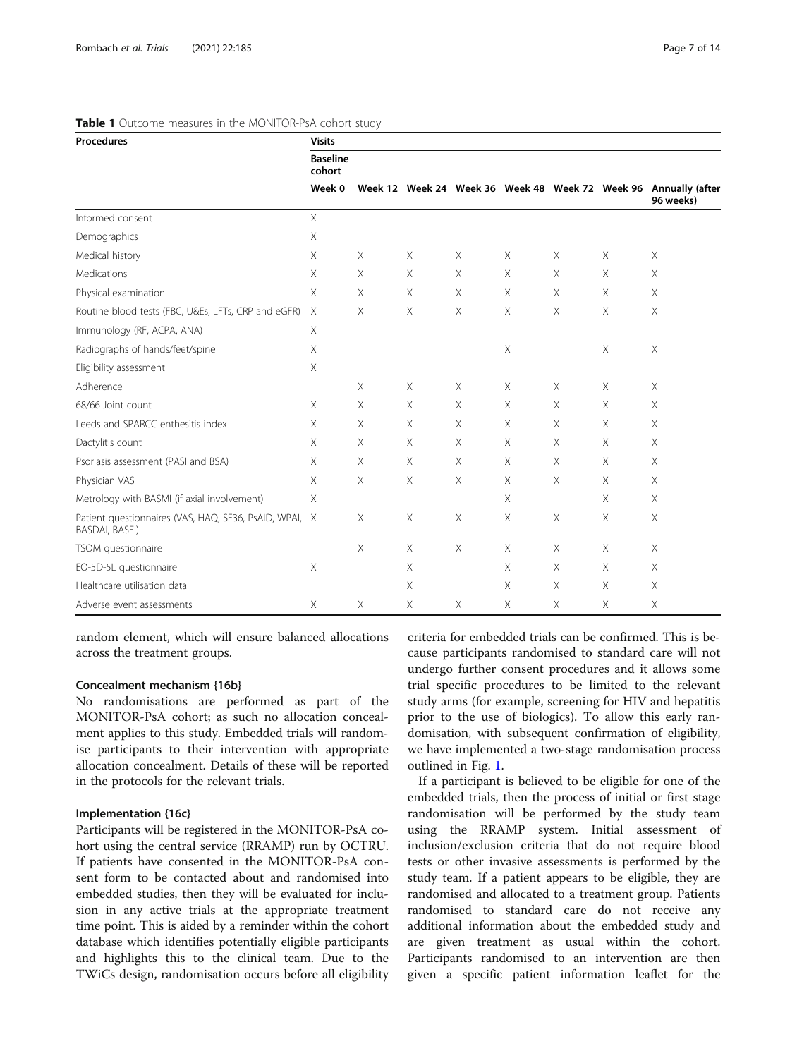**Table 1** Outcome measures in the MONITOR-PsA cohort study

| Procedures | Visits | | | | | | | |
|---|---|---|---|---|---|---|---|---|
| | Baseline cohort | | | | | | | |
| | Week 0 | Week 12 | Week 24 | Week 36 | Week 48 | Week 72 | Week 96 | Annually (after 96 weeks) |
| Informed consent | X | | | | | | | |
| Demographics | X | | | | | | | |
| Medical history | X | X | X | X | X | X | X | X |
| Medications | X | X | X | X | X | X | X | X |
| Physical examination | X | X | X | X | X | X | X | X |
| Routine blood tests (FBC, U&Es, LFTs, CRP and eGFR) | X | X | X | X | X | X | X | X |
| Immunology (RF, ACPA, ANA) | X | | | | | | | |
| Radiographs of hands/feet/spine | X | | | | X | | X | X |
| Eligibility assessment | X | | | | | | | |
| Adherence | | X | X | X | X | X | X | X |
| 68/66 Joint count | X | X | X | X | X | X | X | X |
| Leeds and SPARCC enthesitis index | X | X | X | X | X | X | X | X |
| Dactylitis count | X | X | X | X | X | X | X | X |
| Psoriasis assessment (PASI and BSA) | X | X | X | X | X | X | X | X |
| Physician VAS | X | X | X | X | X | X | X | X |
| Metrology with BASMI (if axial involvement) | X | | | | X | | X | X |
| Patient questionnaires (VAS, HAQ, SF36, PsAID, WPAI, BASDAI, BASFI) | X | X | X | X | X | X | X | X |
| TSQM questionnaire | | X | X | X | X | X | X | X |
| EQ-5D-5L questionnaire | X | | X | | X | X | X | X |
| Healthcare utilisation data | | | X | | X | X | X | X |
| Adverse event assessments | X | X | X | X | X | X | X | X |

random element, which will ensure balanced allocations across the treatment groups.

#### Concealment mechanism {16b}

No randomisations are performed as part of the MONITOR-PsA cohort; as such no allocation concealment applies to this study. Embedded trials will randomise participants to their intervention with appropriate allocation concealment. Details of these will be reported in the protocols for the relevant trials.

#### Implementation {16c}

Participants will be registered in the MONITOR-PsA cohort using the central service (RRAMP) run by OCTRU. If patients have consented in the MONITOR-PsA consent form to be contacted about and randomised into embedded studies, then they will be evaluated for inclusion in any active trials at the appropriate treatment time point. This is aided by a reminder within the cohort database which identifies potentially eligible participants and highlights this to the clinical team. Due to the TWiCs design, randomisation occurs before all eligibility criteria for embedded trials can be confirmed. This is because participants randomised to standard care will not undergo further consent procedures and it allows some trial specific procedures to be limited to the relevant study arms (for example, screening for HIV and hepatitis prior to the use of biologics). To allow this early randomisation, with subsequent confirmation of eligibility, we have implemented a two-stage randomisation process outlined in Fig. 1.

If a participant is believed to be eligible for one of the embedded trials, then the process of initial or first stage randomisation will be performed by the study team using the RRAMP system. Initial assessment of inclusion/exclusion criteria that do not require blood tests or other invasive assessments is performed by the study team. If a patient appears to be eligible, they are randomised and allocated to a treatment group. Patients randomised to standard care do not receive any additional information about the embedded study and are given treatment as usual within the cohort. Participants randomised to an intervention are then given a specific patient information leaflet for the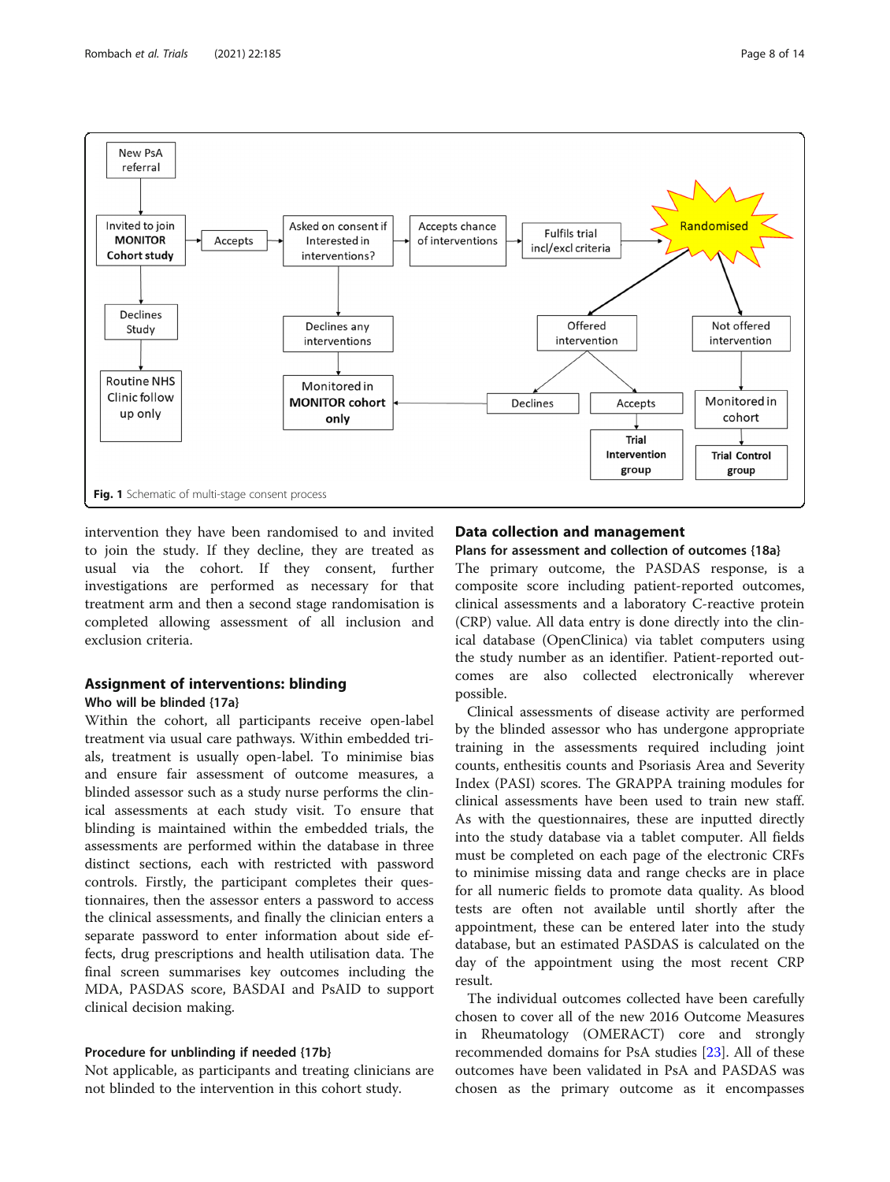Fig. 1 Schematic of multi-stage consent process

intervention they have been randomised to and invited to join the study. If they decline, they are treated as usual via the cohort. If they consent, further investigations are performed as necessary for that treatment arm and then a second stage randomisation is completed allowing assessment of all inclusion and exclusion criteria.

### Assignment of interventions: blinding

#### Who will be blinded {17a}

Within the cohort, all participants receive open-label treatment via usual care pathways. Within embedded trials, treatment is usually open-label. To minimise bias and ensure fair assessment of outcome measures, a blinded assessor such as a study nurse performs the clinical assessments at each study visit. To ensure that blinding is maintained within the embedded trials, the assessments are performed within the database in three distinct sections, each with restricted with password controls. Firstly, the participant completes their questionnaires, then the assessor enters a password to access the clinical assessments, and finally the clinician enters a separate password to enter information about side effects, drug prescriptions and health utilisation data. The final screen summarises key outcomes including the MDA, PASDAS score, BASDAI and PsAID to support clinical decision making.

#### Procedure for unblinding if needed {17b}

Not applicable, as participants and treating clinicians are not blinded to the intervention in this cohort study.

## Data collection and management

#### Plans for assessment and collection of outcomes {18a}

The primary outcome, the PASDAS response, is a composite score including patient-reported outcomes, clinical assessments and a laboratory C-reactive protein (CRP) value. All data entry is done directly into the clinical database (OpenClinica) via tablet computers using the study number as an identifier. Patient-reported outcomes are also collected electronically wherever possible.

Clinical assessments of disease activity are performed by the blinded assessor who has undergone appropriate training in the assessments required including joint counts, enthesitis counts and Psoriasis Area and Severity Index (PASI) scores. The GRAPPA training modules for clinical assessments have been used to train new staff. As with the questionnaires, these are inputted directly into the study database via a tablet computer. All fields must be completed on each page of the electronic CRFs to minimise missing data and range checks are in place for all numeric fields to promote data quality. As blood tests are often not available until shortly after the appointment, these can be entered later into the study database, but an estimated PASDAS is calculated on the day of the appointment using the most recent CRP result.

The individual outcomes collected have been carefully chosen to cover all of the new 2016 Outcome Measures in Rheumatology (OMERACT) core and strongly recommended domains for PsA studies [23]. All of these outcomes have been validated in PsA and PASDAS was chosen as the primary outcome as it encompasses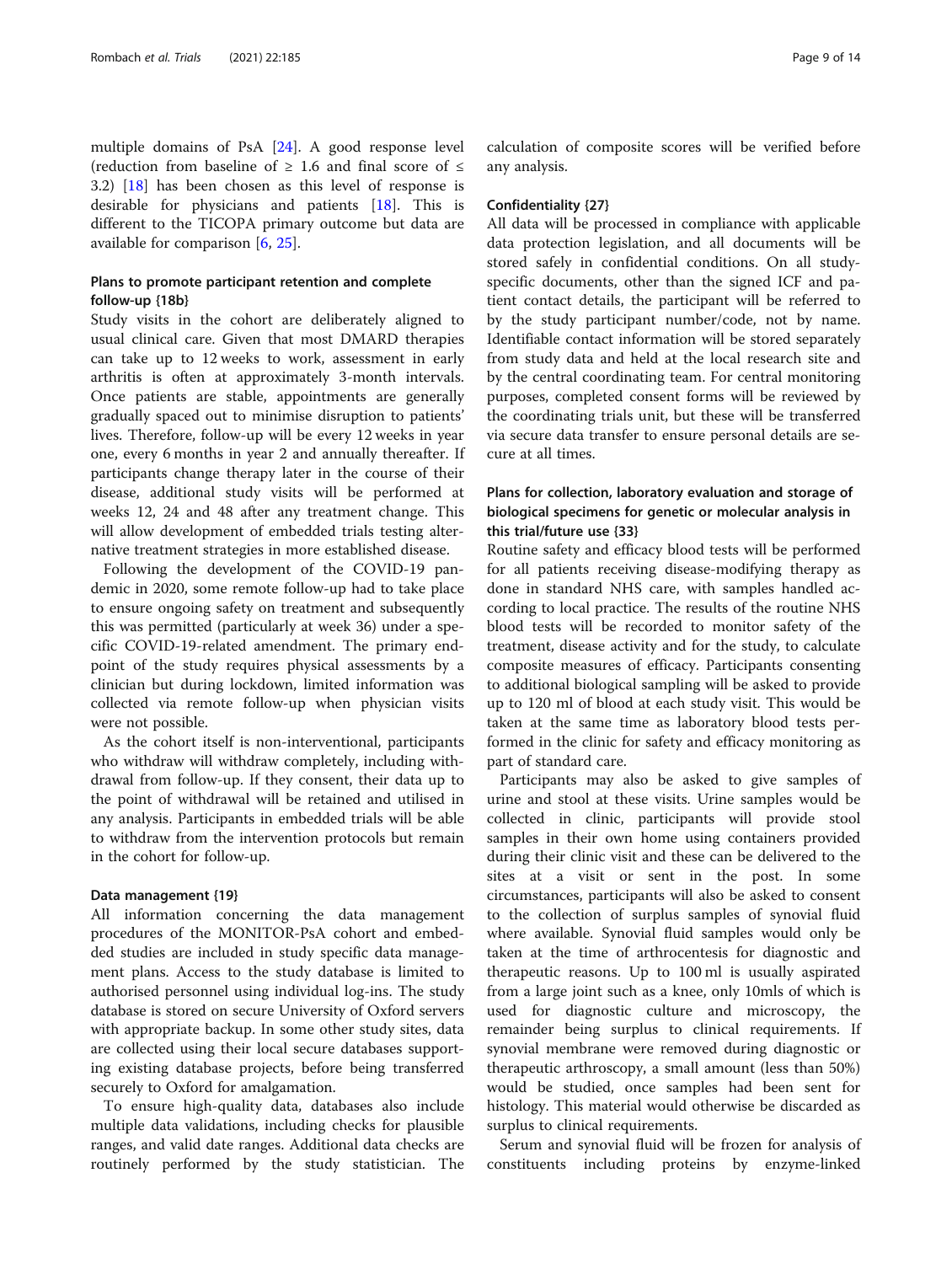multiple domains of PsA [24]. A good response level (reduction from baseline of ≥ 1.6 and final score of ≤ 3.2) [18] has been chosen as this level of response is desirable for physicians and patients [18]. This is different to the TICOPA primary outcome but data are available for comparison [6, 25].

### Plans to promote participant retention and complete follow-up {18b}

Study visits in the cohort are deliberately aligned to usual clinical care. Given that most DMARD therapies can take up to 12 weeks to work, assessment in early arthritis is often at approximately 3-month intervals. Once patients are stable, appointments are generally gradually spaced out to minimise disruption to patients' lives. Therefore, follow-up will be every 12 weeks in year one, every 6 months in year 2 and annually thereafter. If participants change therapy later in the course of their disease, additional study visits will be performed at weeks 12, 24 and 48 after any treatment change. This will allow development of embedded trials testing alternative treatment strategies in more established disease.

Following the development of the COVID-19 pandemic in 2020, some remote follow-up had to take place to ensure ongoing safety on treatment and subsequently this was permitted (particularly at week 36) under a specific COVID-19-related amendment. The primary endpoint of the study requires physical assessments by a clinician but during lockdown, limited information was collected via remote follow-up when physician visits were not possible.

As the cohort itself is non-interventional, participants who withdraw will withdraw completely, including withdrawal from follow-up. If they consent, their data up to the point of withdrawal will be retained and utilised in any analysis. Participants in embedded trials will be able to withdraw from the intervention protocols but remain in the cohort for follow-up.

### Data management {19}

All information concerning the data management procedures of the MONITOR-PsA cohort and embedded studies are included in study specific data management plans. Access to the study database is limited to authorised personnel using individual log-ins. The study database is stored on secure University of Oxford servers with appropriate backup. In some other study sites, data are collected using their local secure databases supporting existing database projects, before being transferred securely to Oxford for amalgamation.

To ensure high-quality data, databases also include multiple data validations, including checks for plausible ranges, and valid date ranges. Additional data checks are routinely performed by the study statistician. The calculation of composite scores will be verified before any analysis.

### Confidentiality {27}

All data will be processed in compliance with applicable data protection legislation, and all documents will be stored safely in confidential conditions. On all study-specific documents, other than the signed ICF and patient contact details, the participant will be referred to by the study participant number/code, not by name. Identifiable contact information will be stored separately from study data and held at the local research site and by the central coordinating team. For central monitoring purposes, completed consent forms will be reviewed by the coordinating trials unit, but these will be transferred via secure data transfer to ensure personal details are secure at all times.

### Plans for collection, laboratory evaluation and storage of biological specimens for genetic or molecular analysis in this trial/future use {33}

Routine safety and efficacy blood tests will be performed for all patients receiving disease-modifying therapy as done in standard NHS care, with samples handled according to local practice. The results of the routine NHS blood tests will be recorded to monitor safety of the treatment, disease activity and for the study, to calculate composite measures of efficacy. Participants consenting to additional biological sampling will be asked to provide up to 120 ml of blood at each study visit. This would be taken at the same time as laboratory blood tests performed in the clinic for safety and efficacy monitoring as part of standard care.

Participants may also be asked to give samples of urine and stool at these visits. Urine samples would be collected in clinic, participants will provide stool samples in their own home using containers provided during their clinic visit and these can be delivered to the sites at a visit or sent in the post. In some circumstances, participants will also be asked to consent to the collection of surplus samples of synovial fluid where available. Synovial fluid samples would only be taken at the time of arthrocentesis for diagnostic and therapeutic reasons. Up to 100 ml is usually aspirated from a large joint such as a knee, only 10mls of which is used for diagnostic culture and microscopy, the remainder being surplus to clinical requirements. If synovial membrane were removed during diagnostic or therapeutic arthroscopy, a small amount (less than 50%) would be studied, once samples had been sent for histology. This material would otherwise be discarded as surplus to clinical requirements.

Serum and synovial fluid will be frozen for analysis of constituents including proteins by enzyme-linked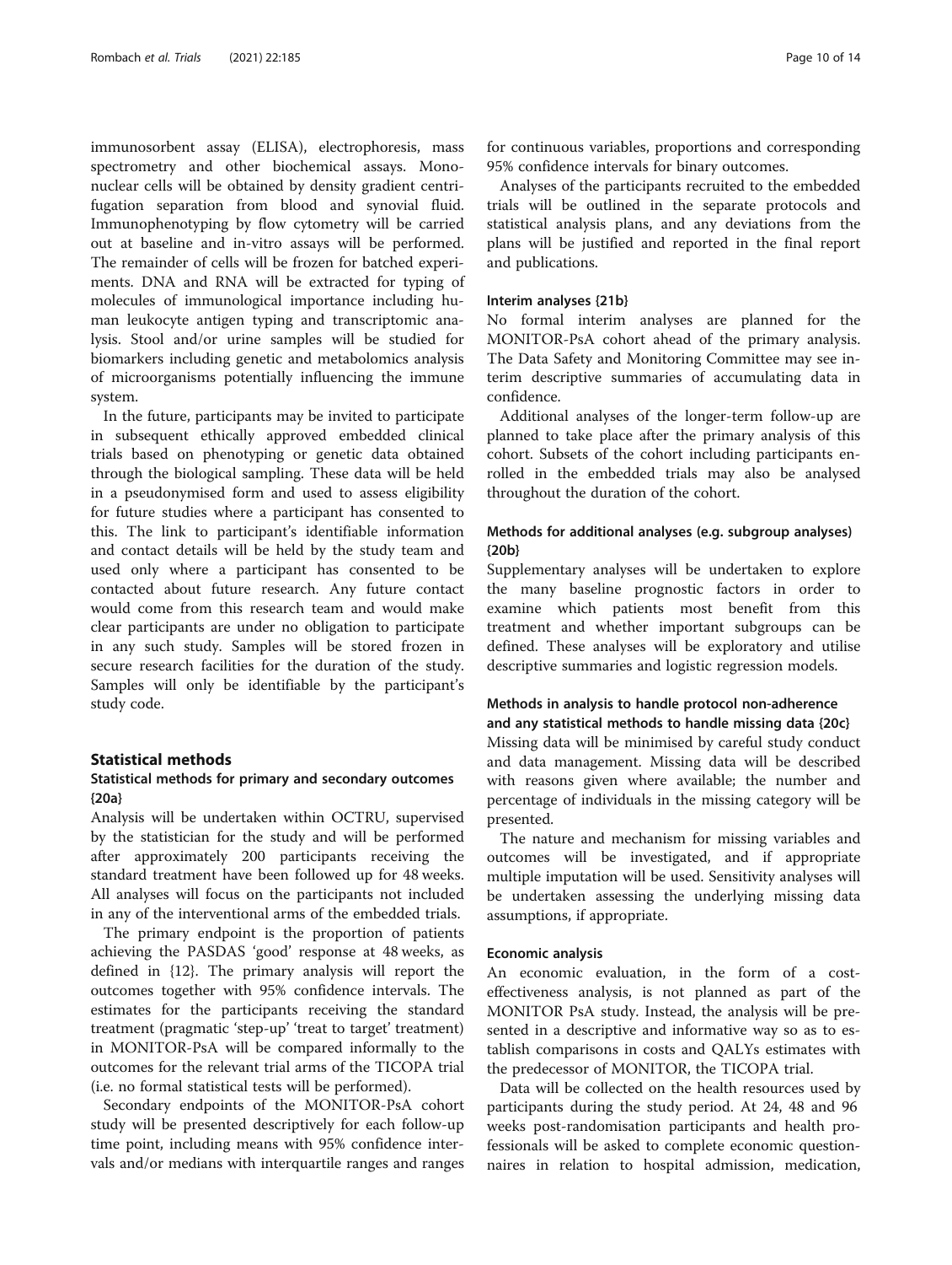immunosorbent assay (ELISA), electrophoresis, mass spectrometry and other biochemical assays. Mononuclear cells will be obtained by density gradient centrifugation separation from blood and synovial fluid. Immunophenotyping by flow cytometry will be carried out at baseline and in-vitro assays will be performed. The remainder of cells will be frozen for batched experiments. DNA and RNA will be extracted for typing of molecules of immunological importance including human leukocyte antigen typing and transcriptomic analysis. Stool and/or urine samples will be studied for biomarkers including genetic and metabolomics analysis of microorganisms potentially influencing the immune system.

In the future, participants may be invited to participate in subsequent ethically approved embedded clinical trials based on phenotyping or genetic data obtained through the biological sampling. These data will be held in a pseudonymised form and used to assess eligibility for future studies where a participant has consented to this. The link to participant's identifiable information and contact details will be held by the study team and used only where a participant has consented to be contacted about future research. Any future contact would come from this research team and would make clear participants are under no obligation to participate in any such study. Samples will be stored frozen in secure research facilities for the duration of the study. Samples will only be identifiable by the participant's study code.

## Statistical methods

### Statistical methods for primary and secondary outcomes {20a}

Analysis will be undertaken within OCTRU, supervised by the statistician for the study and will be performed after approximately 200 participants receiving the standard treatment have been followed up for 48 weeks. All analyses will focus on the participants not included in any of the interventional arms of the embedded trials.

The primary endpoint is the proportion of patients achieving the PASDAS 'good' response at 48 weeks, as defined in {12}. The primary analysis will report the outcomes together with 95% confidence intervals. The estimates for the participants receiving the standard treatment (pragmatic 'step-up' 'treat to target' treatment) in MONITOR-PsA will be compared informally to the outcomes for the relevant trial arms of the TICOPA trial (i.e. no formal statistical tests will be performed).

Secondary endpoints of the MONITOR-PsA cohort study will be presented descriptively for each follow-up time point, including means with 95% confidence intervals and/or medians with interquartile ranges and ranges for continuous variables, proportions and corresponding 95% confidence intervals for binary outcomes.

Analyses of the participants recruited to the embedded trials will be outlined in the separate protocols and statistical analysis plans, and any deviations from the plans will be justified and reported in the final report and publications.

### Interim analyses {21b}

No formal interim analyses are planned for the MONITOR-PsA cohort ahead of the primary analysis. The Data Safety and Monitoring Committee may see interim descriptive summaries of accumulating data in confidence.

Additional analyses of the longer-term follow-up are planned to take place after the primary analysis of this cohort. Subsets of the cohort including participants enrolled in the embedded trials may also be analysed throughout the duration of the cohort.

### Methods for additional analyses (e.g. subgroup analyses) {20b}

Supplementary analyses will be undertaken to explore the many baseline prognostic factors in order to examine which patients most benefit from this treatment and whether important subgroups can be defined. These analyses will be exploratory and utilise descriptive summaries and logistic regression models.

### Methods in analysis to handle protocol non-adherence and any statistical methods to handle missing data {20c}

Missing data will be minimised by careful study conduct and data management. Missing data will be described with reasons given where available; the number and percentage of individuals in the missing category will be presented.

The nature and mechanism for missing variables and outcomes will be investigated, and if appropriate multiple imputation will be used. Sensitivity analyses will be undertaken assessing the underlying missing data assumptions, if appropriate.

### Economic analysis

An economic evaluation, in the form of a cost-effectiveness analysis, is not planned as part of the MONITOR PsA study. Instead, the analysis will be presented in a descriptive and informative way so as to establish comparisons in costs and QALYs estimates with the predecessor of MONITOR, the TICOPA trial.

Data will be collected on the health resources used by participants during the study period. At 24, 48 and 96 weeks post-randomisation participants and health professionals will be asked to complete economic questionnaires in relation to hospital admission, medication,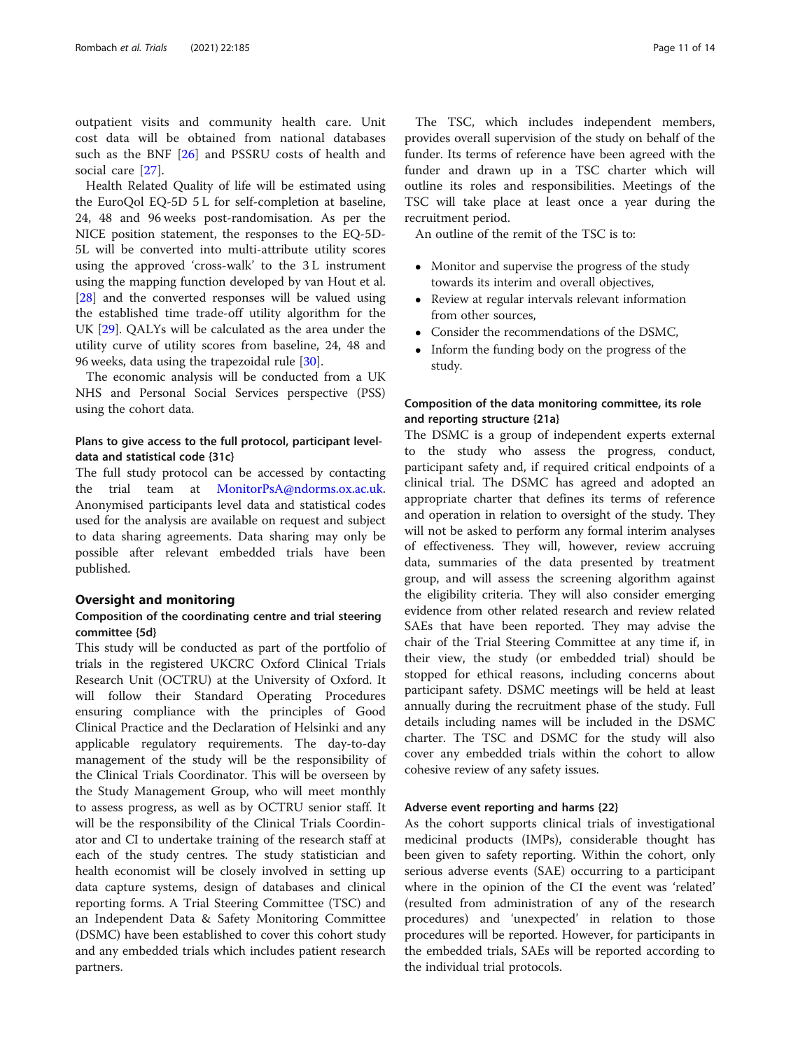outpatient visits and community health care. Unit cost data will be obtained from national databases such as the BNF [26] and PSSRU costs of health and social care [27].

Health Related Quality of life will be estimated using the EuroQol EQ-5D 5 L for self-completion at baseline, 24, 48 and 96 weeks post-randomisation. As per the NICE position statement, the responses to the EQ-5D-5L will be converted into multi-attribute utility scores using the approved 'cross-walk' to the 3 L instrument using the mapping function developed by van Hout et al. [28] and the converted responses will be valued using the established time trade-off utility algorithm for the UK [29]. QALYs will be calculated as the area under the utility curve of utility scores from baseline, 24, 48 and 96 weeks, data using the trapezoidal rule [30].

The economic analysis will be conducted from a UK NHS and Personal Social Services perspective (PSS) using the cohort data.

### Plans to give access to the full protocol, participant level-data and statistical code {31c}

The full study protocol can be accessed by contacting the trial team at MonitorPsA@ndorms.ox.ac.uk. Anonymised participants level data and statistical codes used for the analysis are available on request and subject to data sharing agreements. Data sharing may only be possible after relevant embedded trials have been published.

## Oversight and monitoring

### Composition of the coordinating centre and trial steering committee {5d}

This study will be conducted as part of the portfolio of trials in the registered UKCRC Oxford Clinical Trials Research Unit (OCTRU) at the University of Oxford. It will follow their Standard Operating Procedures ensuring compliance with the principles of Good Clinical Practice and the Declaration of Helsinki and any applicable regulatory requirements. The day-to-day management of the study will be the responsibility of the Clinical Trials Coordinator. This will be overseen by the Study Management Group, who will meet monthly to assess progress, as well as by OCTRU senior staff. It will be the responsibility of the Clinical Trials Coordinator and CI to undertake training of the research staff at each of the study centres. The study statistician and health economist will be closely involved in setting up data capture systems, design of databases and clinical reporting forms. A Trial Steering Committee (TSC) and an Independent Data & Safety Monitoring Committee (DSMC) have been established to cover this cohort study and any embedded trials which includes patient research partners.

The TSC, which includes independent members, provides overall supervision of the study on behalf of the funder. Its terms of reference have been agreed with the funder and drawn up in a TSC charter which will outline its roles and responsibilities. Meetings of the TSC will take place at least once a year during the recruitment period.

An outline of the remit of the TSC is to:

- Monitor and supervise the progress of the study towards its interim and overall objectives,
- Review at regular intervals relevant information from other sources,
- Consider the recommendations of the DSMC,
- Inform the funding body on the progress of the study.

### Composition of the data monitoring committee, its role and reporting structure {21a}

The DSMC is a group of independent experts external to the study who assess the progress, conduct, participant safety and, if required critical endpoints of a clinical trial. The DSMC has agreed and adopted an appropriate charter that defines its terms of reference and operation in relation to oversight of the study. They will not be asked to perform any formal interim analyses of effectiveness. They will, however, review accruing data, summaries of the data presented by treatment group, and will assess the screening algorithm against the eligibility criteria. They will also consider emerging evidence from other related research and review related SAEs that have been reported. They may advise the chair of the Trial Steering Committee at any time if, in their view, the study (or embedded trial) should be stopped for ethical reasons, including concerns about participant safety. DSMC meetings will be held at least annually during the recruitment phase of the study. Full details including names will be included in the DSMC charter. The TSC and DSMC for the study will also cover any embedded trials within the cohort to allow cohesive review of any safety issues.

### Adverse event reporting and harms {22}

As the cohort supports clinical trials of investigational medicinal products (IMPs), considerable thought has been given to safety reporting. Within the cohort, only serious adverse events (SAE) occurring to a participant where in the opinion of the CI the event was 'related' (resulted from administration of any of the research procedures) and 'unexpected' in relation to those procedures will be reported. However, for participants in the embedded trials, SAEs will be reported according to the individual trial protocols.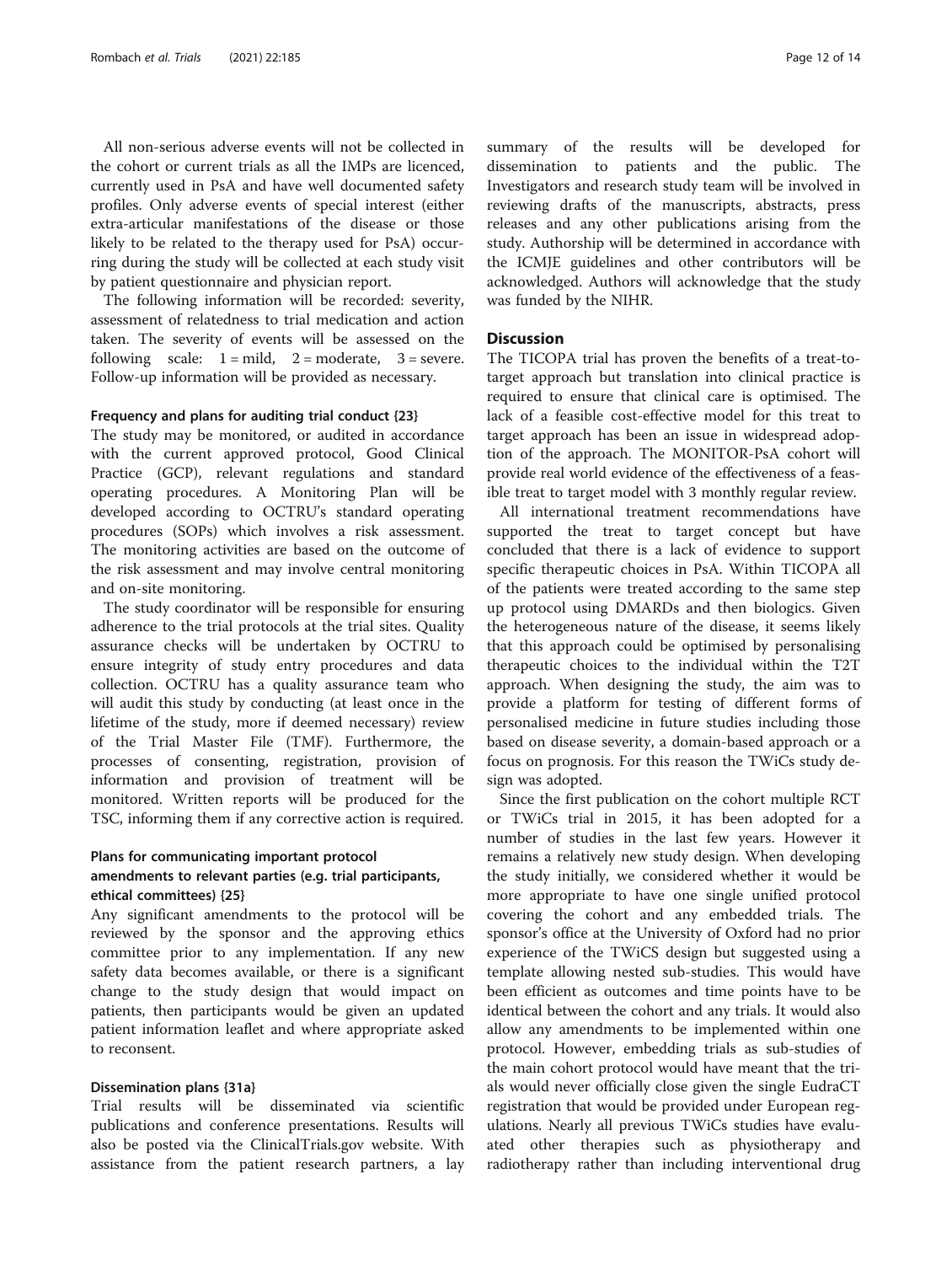All non-serious adverse events will not be collected in the cohort or current trials as all the IMPs are licenced, currently used in PsA and have well documented safety profiles. Only adverse events of special interest (either extra-articular manifestations of the disease or those likely to be related to the therapy used for PsA) occurring during the study will be collected at each study visit by patient questionnaire and physician report.

The following information will be recorded: severity, assessment of relatedness to trial medication and action taken. The severity of events will be assessed on the following scale: 1 = mild, 2 = moderate, 3 = severe. Follow-up information will be provided as necessary.

#### Frequency and plans for auditing trial conduct {23}

The study may be monitored, or audited in accordance with the current approved protocol, Good Clinical Practice (GCP), relevant regulations and standard operating procedures. A Monitoring Plan will be developed according to OCTRU's standard operating procedures (SOPs) which involves a risk assessment. The monitoring activities are based on the outcome of the risk assessment and may involve central monitoring and on-site monitoring.

The study coordinator will be responsible for ensuring adherence to the trial protocols at the trial sites. Quality assurance checks will be undertaken by OCTRU to ensure integrity of study entry procedures and data collection. OCTRU has a quality assurance team who will audit this study by conducting (at least once in the lifetime of the study, more if deemed necessary) review of the Trial Master File (TMF). Furthermore, the processes of consenting, registration, provision of information and provision of treatment will be monitored. Written reports will be produced for the TSC, informing them if any corrective action is required.

#### Plans for communicating important protocol amendments to relevant parties (e.g. trial participants, ethical committees) {25}

Any significant amendments to the protocol will be reviewed by the sponsor and the approving ethics committee prior to any implementation. If any new safety data becomes available, or there is a significant change to the study design that would impact on patients, then participants would be given an updated patient information leaflet and where appropriate asked to reconsent.

#### Dissemination plans {31a}

Trial results will be disseminated via scientific publications and conference presentations. Results will also be posted via the ClinicalTrials.gov website. With assistance from the patient research partners, a lay summary of the results will be developed for dissemination to patients and the public. The Investigators and research study team will be involved in reviewing drafts of the manuscripts, abstracts, press releases and any other publications arising from the study. Authorship will be determined in accordance with the ICMJE guidelines and other contributors will be acknowledged. Authors will acknowledge that the study was funded by the NIHR.

## Discussion

The TICOPA trial has proven the benefits of a treat-to-target approach but translation into clinical practice is required to ensure that clinical care is optimised. The lack of a feasible cost-effective model for this treat to target approach has been an issue in widespread adoption of the approach. The MONITOR-PsA cohort will provide real world evidence of the effectiveness of a feasible treat to target model with 3 monthly regular review.

All international treatment recommendations have supported the treat to target concept but have concluded that there is a lack of evidence to support specific therapeutic choices in PsA. Within TICOPA all of the patients were treated according to the same step up protocol using DMARDs and then biologics. Given the heterogeneous nature of the disease, it seems likely that this approach could be optimised by personalising therapeutic choices to the individual within the T2T approach. When designing the study, the aim was to provide a platform for testing of different forms of personalised medicine in future studies including those based on disease severity, a domain-based approach or a focus on prognosis. For this reason the TWiCs study design was adopted.

Since the first publication on the cohort multiple RCT or TWiCs trial in 2015, it has been adopted for a number of studies in the last few years. However it remains a relatively new study design. When developing the study initially, we considered whether it would be more appropriate to have one single unified protocol covering the cohort and any embedded trials. The sponsor's office at the University of Oxford had no prior experience of the TWiCS design but suggested using a template allowing nested sub-studies. This would have been efficient as outcomes and time points have to be identical between the cohort and any trials. It would also allow any amendments to be implemented within one protocol. However, embedding trials as sub-studies of the main cohort protocol would have meant that the trials would never officially close given the single EudraCT registration that would be provided under European regulations. Nearly all previous TWiCs studies have evaluated other therapies such as physiotherapy and radiotherapy rather than including interventional drug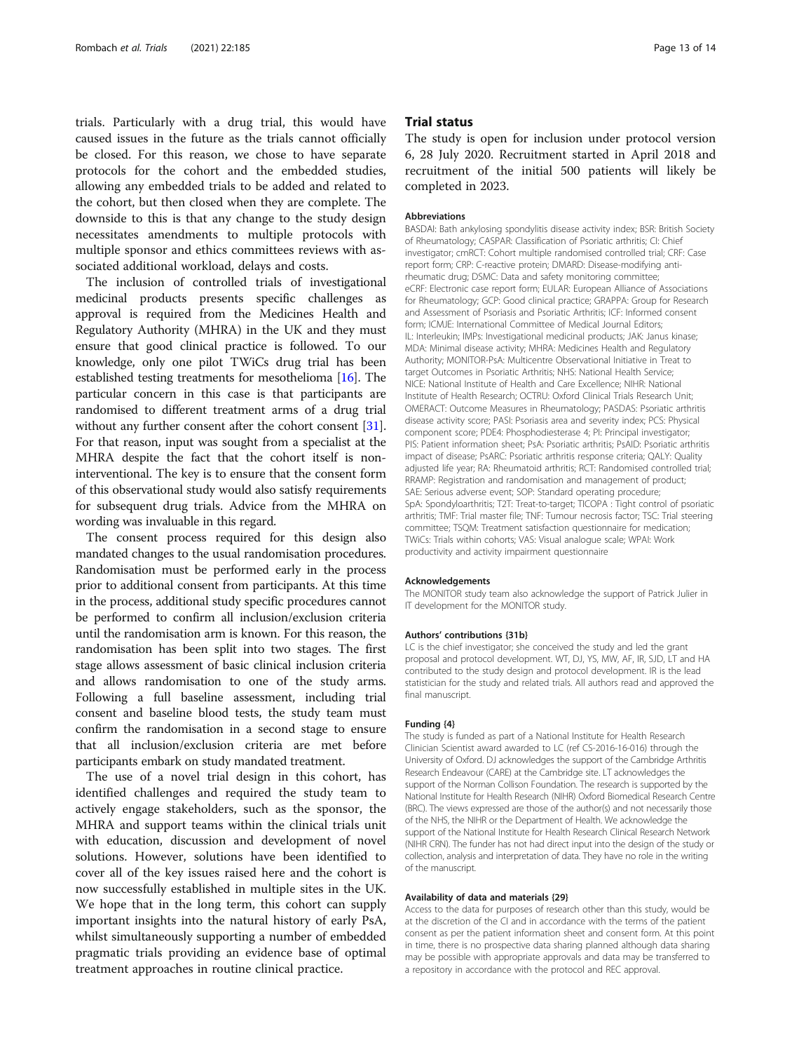trials. Particularly with a drug trial, this would have caused issues in the future as the trials cannot officially be closed. For this reason, we chose to have separate protocols for the cohort and the embedded studies, allowing any embedded trials to be added and related to the cohort, but then closed when they are complete. The downside to this is that any change to the study design necessitates amendments to multiple protocols with multiple sponsor and ethics committees reviews with associated additional workload, delays and costs.

The inclusion of controlled trials of investigational medicinal products presents specific challenges as approval is required from the Medicines Health and Regulatory Authority (MHRA) in the UK and they must ensure that good clinical practice is followed. To our knowledge, only one pilot TWiCs drug trial has been established testing treatments for mesothelioma [16]. The particular concern in this case is that participants are randomised to different treatment arms of a drug trial without any further consent after the cohort consent [31]. For that reason, input was sought from a specialist at the MHRA despite the fact that the cohort itself is non-interventional. The key is to ensure that the consent form of this observational study would also satisfy requirements for subsequent drug trials. Advice from the MHRA on wording was invaluable in this regard.

The consent process required for this design also mandated changes to the usual randomisation procedures. Randomisation must be performed early in the process prior to additional consent from participants. At this time in the process, additional study specific procedures cannot be performed to confirm all inclusion/exclusion criteria until the randomisation arm is known. For this reason, the randomisation has been split into two stages. The first stage allows assessment of basic clinical inclusion criteria and allows randomisation to one of the study arms. Following a full baseline assessment, including trial consent and baseline blood tests, the study team must confirm the randomisation in a second stage to ensure that all inclusion/exclusion criteria are met before participants embark on study mandated treatment.

The use of a novel trial design in this cohort, has identified challenges and required the study team to actively engage stakeholders, such as the sponsor, the MHRA and support teams within the clinical trials unit with education, discussion and development of novel solutions. However, solutions have been identified to cover all of the key issues raised here and the cohort is now successfully established in multiple sites in the UK. We hope that in the long term, this cohort can supply important insights into the natural history of early PsA, whilst simultaneously supporting a number of embedded pragmatic trials providing an evidence base of optimal treatment approaches in routine clinical practice.

## Trial status

The study is open for inclusion under protocol version 6, 28 July 2020. Recruitment started in April 2018 and recruitment of the initial 500 patients will likely be completed in 2023.

#### Abbreviations

BASDAI: Bath ankylosing spondylitis disease activity index; BSR: British Society of Rheumatology; CASPAR: Classification of Psoriatic arthritis; CI: Chief investigator; cmRCT: Cohort multiple randomised controlled trial; CRF: Case report form; CRP: C-reactive protein; DMARD: Disease-modifying anti-rheumatic drug; DSMC: Data and safety monitoring committee; eCRF: Electronic case report form; EULAR: European Alliance of Associations for Rheumatology; GCP: Good clinical practice; GRAPPA: Group for Research and Assessment of Psoriasis and Psoriatic Arthritis; ICF: Informed consent form; ICMJE: International Committee of Medical Journal Editors; IL: Interleukin; IMPs: Investigational medicinal products; JAK: Janus kinase; MDA: Minimal disease activity; MHRA: Medicines Health and Regulatory Authority; MONITOR-PsA: Multicentre Observational Initiative in Treat to target Outcomes in Psoriatic Arthritis; NHS: National Health Service; NICE: National Institute of Health and Care Excellence; NIHR: National Institute of Health Research; OCTRU: Oxford Clinical Trials Research Unit; OMERACT: Outcome Measures in Rheumatology; PASDAS: Psoriatic arthritis disease activity score; PASI: Psoriasis area and severity index; PCS: Physical component score; PDE4: Phosphodiesterase 4; PI: Principal investigator; PIS: Patient information sheet; PsA: Psoriatic arthritis; PsAID: Psoriatic arthritis impact of disease; PsARC: Psoriatic arthritis response criteria; QALY: Quality adjusted life year; RA: Rheumatoid arthritis; RCT: Randomised controlled trial; RRAMP: Registration and randomisation and management of product; SAE: Serious adverse event; SOP: Standard operating procedure; SpA: Spondyloarthritis; T2T: Treat-to-target; TICOPA : Tight control of psoriatic arthritis; TMF: Trial master file; TNF: Tumour necrosis factor; TSC: Trial steering committee; TSQM: Treatment satisfaction questionnaire for medication; TWiCs: Trials within cohorts; VAS: Visual analogue scale; WPAI: Work productivity and activity impairment questionnaire

#### Acknowledgements

The MONITOR study team also acknowledge the support of Patrick Julier in IT development for the MONITOR study.

#### Authors' contributions {31b}

LC is the chief investigator; she conceived the study and led the grant proposal and protocol development. WT, DJ, YS, MW, AF, IR, SJD, LT and HA contributed to the study design and protocol development. IR is the lead statistician for the study and related trials. All authors read and approved the final manuscript.

#### Funding {4}

The study is funded as part of a National Institute for Health Research Clinician Scientist award awarded to LC (ref CS-2016-16-016) through the University of Oxford. DJ acknowledges the support of the Cambridge Arthritis Research Endeavour (CARE) at the Cambridge site. LT acknowledges the support of the Norman Collison Foundation. The research is supported by the National Institute for Health Research (NIHR) Oxford Biomedical Research Centre (BRC). The views expressed are those of the author(s) and not necessarily those of the NHS, the NIHR or the Department of Health. We acknowledge the support of the National Institute for Health Research Clinical Research Network (NIHR CRN). The funder has not had direct input into the design of the study or collection, analysis and interpretation of data. They have no role in the writing of the manuscript.

#### Availability of data and materials {29}

Access to the data for purposes of research other than this study, would be at the discretion of the CI and in accordance with the terms of the patient consent as per the patient information sheet and consent form. At this point in time, there is no prospective data sharing planned although data sharing may be possible with appropriate approvals and data may be transferred to a repository in accordance with the protocol and REC approval.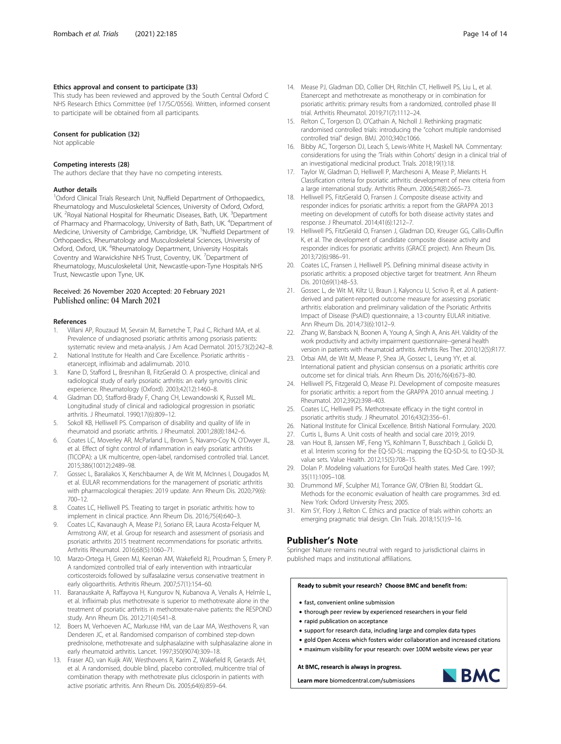### Ethics approval and consent to participate {33}

This study has been reviewed and approved by the South Central Oxford C NHS Research Ethics Committee (ref 17/SC/0556). Written, informed consent to participate will be obtained from all participants.

### Consent for publication {32}

Not applicable

### Competing interests {28}

The authors declare that they have no competing interests.

### Author details

[1]Oxford Clinical Trials Research Unit, Nuffield Department of Orthopaedics, Rheumatology and Musculoskeletal Sciences, University of Oxford, Oxford, UK. [2]Royal National Hospital for Rheumatic Diseases, Bath, UK. [3]Department of Pharmacy and Pharmacology, University of Bath, Bath, UK. [4]Department of Medicine, University of Cambridge, Cambridge, UK. [5]Nuffield Department of Orthopaedics, Rheumatology and Musculoskeletal Sciences, University of Oxford, Oxford, UK. [6]Rheumatology Department, University Hospitals Coventry and Warwickshire NHS Trust, Coventry, UK. [7]Department of Rheumatology, Musculoskeletal Unit, Newcastle-upon-Tyne Hospitals NHS Trust, Newcastle upon Tyne, UK.

Received: 26 November 2020 Accepted: 20 February 2021
Published online: 04 March 2021

### References

1. Villani AP, Rouzaud M, Sevrain M, Barnetche T, Paul C, Richard MA, et al. Prevalence of undiagnosed psoriatic arthritis among psoriasis patients: systematic review and meta-analysis. J Am Acad Dermatol. 2015;73(2):242–8.
2. National Institute for Health and Care Excellence. Psoriatic arthritis - etanercept, infliximab and adalimumab. 2010.
3. Kane D, Stafford L, Bresnihan B, FitzGerald O. A prospective, clinical and radiological study of early psoriatic arthritis: an early synovitis clinic experience. Rheumatology (Oxford). 2003;42(12):1460–8.
4. Gladman DD, Stafford-Brady F, Chang CH, Lewandowski K, Russell ML. Longitudinal study of clinical and radiological progression in psoriatic arthritis. J Rheumatol. 1990;17(6):809–12.
5. Sokoll KB, Helliwell PS. Comparison of disability and quality of life in rheumatoid and psoriatic arthritis. J Rheumatol. 2001;28(8):1842–6.
6. Coates LC, Moverley AR, McParland L, Brown S, Navarro-Coy N, O'Dwyer JL, et al. Effect of tight control of inflammation in early psoriatic arthritis (TICOPA): a UK multicentre, open-label, randomised controlled trial. Lancet. 2015;386(10012):2489–98.
7. Gossec L, Baraliakos X, Kerschbaumer A, de Wit M, McInnes I, Dougados M, et al. EULAR recommendations for the management of psoriatic arthritis with pharmacological therapies: 2019 update. Ann Rheum Dis. 2020;79(6): 700–12.
8. Coates LC, Helliwell PS. Treating to target in psoriatic arthritis: how to implement in clinical practice. Ann Rheum Dis. 2016;75(4):640–3.
9. Coates LC, Kavanaugh A, Mease PJ, Soriano ER, Laura Acosta-Felquer M, Armstrong AW, et al. Group for research and assessment of psoriasis and psoriatic arthritis 2015 treatment recommendations for psoriatic arthritis. Arthritis Rheumatol. 2016;68(5):1060–71.
10. Marzo-Ortega H, Green MJ, Keenan AM, Wakefield RJ, Proudman S, Emery P. A randomized controlled trial of early intervention with intraarticular corticosteroids followed by sulfasalazine versus conservative treatment in early oligoarthritis. Arthritis Rheum. 2007;57(1):154–60.
11. Baranauskaite A, Raffayova H, Kungurov N, Kubanova A, Venalis A, Helmle L, et al. Infliximab plus methotrexate is superior to methotrexate alone in the treatment of psoriatic arthritis in methotrexate-naive patients: the RESPOND study. Ann Rheum Dis. 2012;71(4):541–8.
12. Boers M, Verhoeven AC, Markusse HM, van de Laar MA, Westhovens R, van Denderen JC, et al. Randomised comparison of combined step-down prednisolone, methotrexate and sulphasalazine with sulphasalazine alone in early rheumatoid arthritis. Lancet. 1997;350(9074):309–18.
13. Fraser AD, van Kuijk AW, Westhovens R, Karim Z, Wakefield R, Gerards AH, et al. A randomised, double blind, placebo controlled, multicentre trial of combination therapy with methotrexate plus ciclosporin in patients with active psoriatic arthritis. Ann Rheum Dis. 2005;64(6):859–64.
14. Mease PJ, Gladman DD, Collier DH, Ritchlin CT, Helliwell PS, Liu L, et al. Etanercept and methotrexate as monotherapy or in combination for psoriatic arthritis: primary results from a randomized, controlled phase III trial. Arthritis Rheumatol. 2019;71(7):1112–24.
15. Relton C, Torgerson D, O'Cathain A, Nicholl J. Rethinking pragmatic randomised controlled trials: introducing the "cohort multiple randomised controlled trial" design. BMJ. 2010;340:c1066.
16. Bibby AC, Torgerson DJ, Leach S, Lewis-White H, Maskell NA. Commentary: considerations for using the 'Trials within Cohorts' design in a clinical trial of an investigational medicinal product. Trials. 2018;19(1):18.
17. Taylor W, Gladman D, Helliwell P, Marchesoni A, Mease P, Mielants H. Classification criteria for psoriatic arthritis: development of new criteria from a large international study. Arthritis Rheum. 2006;54(8):2665–73.
18. Helliwell PS, FitzGerald O, Fransen J. Composite disease activity and responder indices for psoriatic arthritis: a report from the GRAPPA 2013 meeting on development of cutoffs for both disease activity states and response. J Rheumatol. 2014;41(6):1212–7.
19. Helliwell PS, FitzGerald O, Fransen J, Gladman DD, Kreuger GG, Callis-Duffin K, et al. The development of candidate composite disease activity and responder indices for psoriatic arthritis (GRACE project). Ann Rheum Dis. 2013;72(6):986–91.
20. Coates LC, Fransen J, Helliwell PS. Defining minimal disease activity in psoriatic arthritis: a proposed objective target for treatment. Ann Rheum Dis. 2010;69(1):48–53.
21. Gossec L, de Wit M, Kiltz U, Braun J, Kalyoncu U, Scrivo R, et al. A patient-derived and patient-reported outcome measure for assessing psoriatic arthritis: elaboration and preliminary validation of the Psoriatic Arthritis Impact of Disease (PsAID) questionnaire, a 13-country EULAR initiative. Ann Rheum Dis. 2014;73(6):1012–9.
22. Zhang W, Bansback N, Boonen A, Young A, Singh A, Anis AH. Validity of the work productivity and activity impairment questionnaire--general health version in patients with rheumatoid arthritis. Arthritis Res Ther. 2010;12(5):R177.
23. Orbai AM, de Wit M, Mease P, Shea JA, Gossec L, Leung YY, et al. International patient and physician consensus on a psoriatic arthritis core outcome set for clinical trials. Ann Rheum Dis. 2016;76(4):673–80.
24. Helliwell PS, Fitzgerald O, Mease PJ. Development of composite measures for psoriatic arthritis: a report from the GRAPPA 2010 annual meeting. J Rheumatol. 2012;39(2):398–403.
25. Coates LC, Helliwell PS. Methotrexate efficacy in the tight control in psoriatic arthritis study. J Rheumatol. 2016;43(2):356–61.
26. National Institute for Clinical Excellence. British National Formulary. 2020.
27. Curtis L, Burns A. Unit costs of health and social care 2019; 2019.
28. van Hout B, Janssen MF, Feng YS, Kohlmann T, Busschbach J, Golicki D, et al. Interim scoring for the EQ-5D-5L: mapping the EQ-5D-5L to EQ-5D-3L value sets. Value Health. 2012;15(5):708–15.
29. Dolan P. Modeling valuations for EuroQol health states. Med Care. 1997; 35(11):1095–108.
30. Drummond MF, Sculpher MJ, Torrance GW, O'Brien BJ, Stoddart GL. Methods for the economic evaluation of health care programmes. 3rd ed. New York: Oxford University Press; 2005.
31. Kim SY, Flory J, Relton C. Ethics and practice of trials within cohorts: an emerging pragmatic trial design. Clin Trials. 2018;15(1):9–16.

## Publisher's Note

Springer Nature remains neutral with regard to jurisdictional claims in published maps and institutional affiliations.

**Ready to submit your research? Choose BMC and benefit from:**

- fast, convenient online submission
- thorough peer review by experienced researchers in your field
- rapid publication on acceptance
- support for research data, including large and complex data types
- gold Open Access which fosters wider collaboration and increased citations
- maximum visibility for your research: over 100M website views per year

**At BMC, research is always in progress.**

**Learn more** biomedcentral.com/submissions

BMC